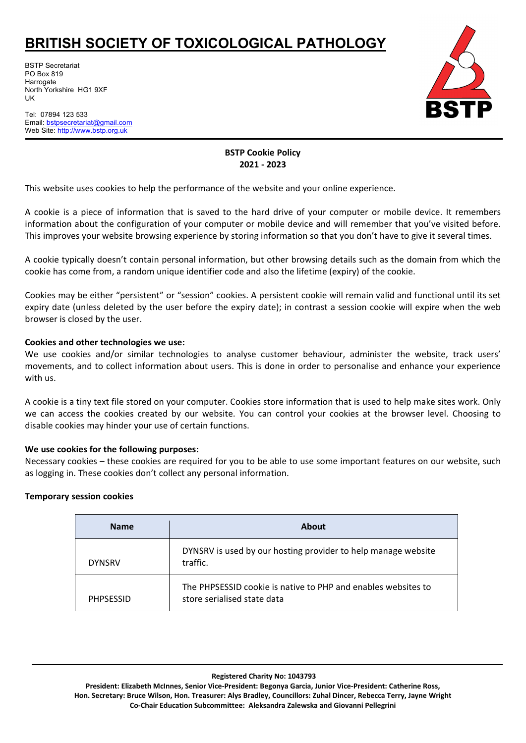# BRITISH SOCIETY OF TOXICOLOGICAL PATHOLOGY

BSTP Secretariat
PO Box 819
Harrogate
North Yorkshire HG1 9XF
UK

Tel: 07894 123 533
Email: bstpsecretariat@gmail.com
Web Site: http://www.bstp.org.uk

**BSTP Cookie Policy**
**2021 - 2023**

This website uses cookies to help the performance of the website and your online experience.

A cookie is a piece of information that is saved to the hard drive of your computer or mobile device. It remembers information about the configuration of your computer or mobile device and will remember that you've visited before. This improves your website browsing experience by storing information so that you don't have to give it several times.

A cookie typically doesn't contain personal information, but other browsing details such as the domain from which the cookie has come from, a random unique identifier code and also the lifetime (expiry) of the cookie.

Cookies may be either "persistent" or "session" cookies. A persistent cookie will remain valid and functional until its set expiry date (unless deleted by the user before the expiry date); in contrast a session cookie will expire when the web browser is closed by the user.

**Cookies and other technologies we use:**
We use cookies and/or similar technologies to analyse customer behaviour, administer the website, track users' movements, and to collect information about users. This is done in order to personalise and enhance your experience with us.

A cookie is a tiny text file stored on your computer. Cookies store information that is used to help make sites work. Only we can access the cookies created by our website. You can control your cookies at the browser level. Choosing to disable cookies may hinder your use of certain functions.

**We use cookies for the following purposes:**
Necessary cookies – these cookies are required for you to be able to use some important features on our website, such as logging in. These cookies don't collect any personal information.

**Temporary session cookies**

| Name | About |
|---|---|
| DYNSRV | DYNSRV is used by our hosting provider to help manage website traffic. |
| PHPSESSID | The PHPSESSID cookie is native to PHP and enables websites to store serialised state data |

**Registered Charity No: 1043793**
**President: Elizabeth McInnes, Senior Vice-President: Begonya Garcia, Junior Vice-President: Catherine Ross, Hon. Secretary: Bruce Wilson, Hon. Treasurer: Alys Bradley, Councillors: Zuhal Dincer, Rebecca Terry, Jayne Wright**
**Co-Chair Education Subcommittee: Aleksandra Zalewska and Giovanni Pellegrini**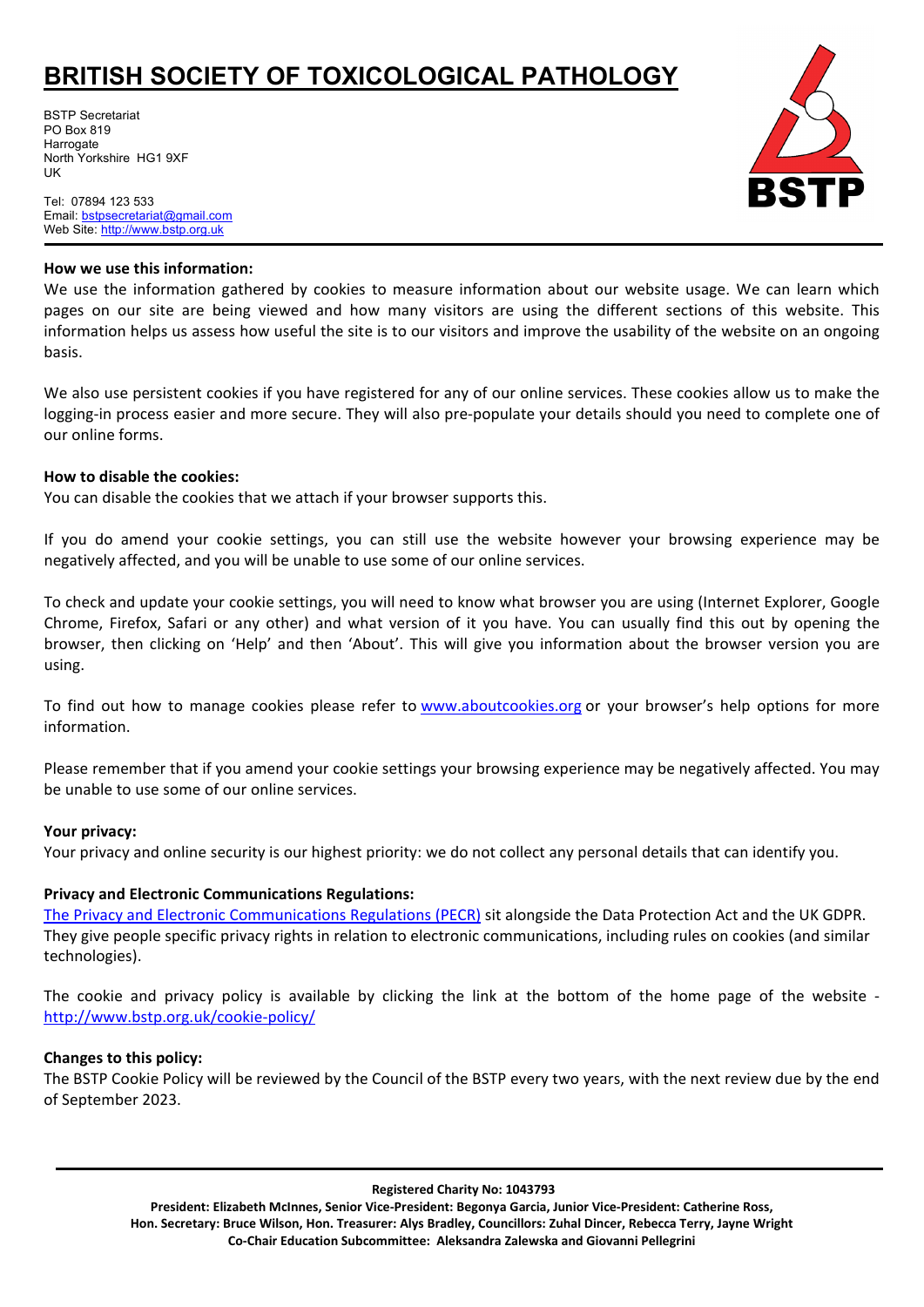# BRITISH SOCIETY OF TOXICOLOGICAL PATHOLOGY

BSTP Secretariat
PO Box 819
Harrogate
North Yorkshire HG1 9XF
UK

Tel: 07894 123 533
Email: bstpsecretariat@gmail.com
Web Site: http://www.bstp.org.uk

**How we use this information:**
We use the information gathered by cookies to measure information about our website usage. We can learn which pages on our site are being viewed and how many visitors are using the different sections of this website. This information helps us assess how useful the site is to our visitors and improve the usability of the website on an ongoing basis.

We also use persistent cookies if you have registered for any of our online services. These cookies allow us to make the logging-in process easier and more secure. They will also pre-populate your details should you need to complete one of our online forms.

**How to disable the cookies:**
You can disable the cookies that we attach if your browser supports this.

If you do amend your cookie settings, you can still use the website however your browsing experience may be negatively affected, and you will be unable to use some of our online services.

To check and update your cookie settings, you will need to know what browser you are using (Internet Explorer, Google Chrome, Firefox, Safari or any other) and what version of it you have. You can usually find this out by opening the browser, then clicking on 'Help' and then 'About'. This will give you information about the browser version you are using.

To find out how to manage cookies please refer to www.aboutcookies.org or your browser's help options for more information.

Please remember that if you amend your cookie settings your browsing experience may be negatively affected. You may be unable to use some of our online services.

**Your privacy:**
Your privacy and online security is our highest priority: we do not collect any personal details that can identify you.

**Privacy and Electronic Communications Regulations:**
The Privacy and Electronic Communications Regulations (PECR) sit alongside the Data Protection Act and the UK GDPR. They give people specific privacy rights in relation to electronic communications, including rules on cookies (and similar technologies).

The cookie and privacy policy is available by clicking the link at the bottom of the home page of the website - http://www.bstp.org.uk/cookie-policy/

**Changes to this policy:**
The BSTP Cookie Policy will be reviewed by the Council of the BSTP every two years, with the next review due by the end of September 2023.

**Registered Charity No: 1043793**
**President: Elizabeth McInnes, Senior Vice-President: Begonya Garcia, Junior Vice-President: Catherine Ross, Hon. Secretary: Bruce Wilson, Hon. Treasurer: Alys Bradley, Councillors: Zuhal Dincer, Rebecca Terry, Jayne Wright**
**Co-Chair Education Subcommittee: Aleksandra Zalewska and Giovanni Pellegrini**